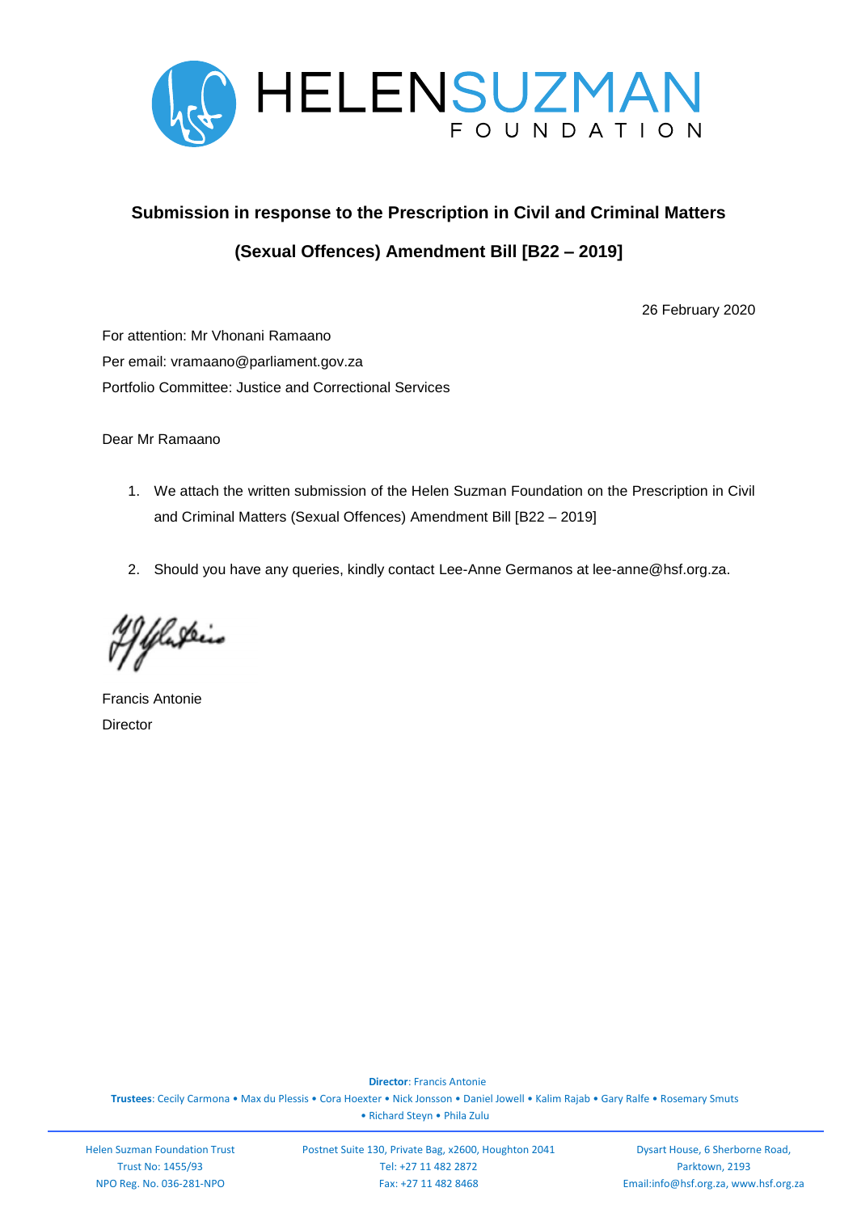HELENSUZMAN FOUNDATION

## Submission in response to the Prescription in Civil and Criminal Matters (Sexual Offences) Amendment Bill [B22 – 2019]

26 February 2020

For attention: Mr Vhonani Ramaano

Per email: vramaano@parliament.gov.za

Portfolio Committee: Justice and Correctional Services

Dear Mr Ramaano

1. We attach the written submission of the Helen Suzman Foundation on the Prescription in Civil and Criminal Matters (Sexual Offences) Amendment Bill [B22 – 2019]
2. Should you have any queries, kindly contact Lee-Anne Germanos at lee-anne@hsf.org.za.

Francis Antonie
Director

**Director**: Francis Antonie

**Trustees**: Cecily Carmona • Max du Plessis • Cora Hoexter • Nick Jonsson • Daniel Jowell • Kalim Rajab • Gary Ralfe • Rosemary Smuts • Richard Steyn • Phila Zulu

Helen Suzman Foundation Trust
Trust No: 1455/93
NPO Reg. No. 036-281-NPO

Postnet Suite 130, Private Bag, x2600, Houghton 2041
Tel: +27 11 482 2872
Fax: +27 11 482 8468

Dysart House, 6 Sherborne Road,
Parktown, 2193
Email:info@hsf.org.za, www.hsf.org.za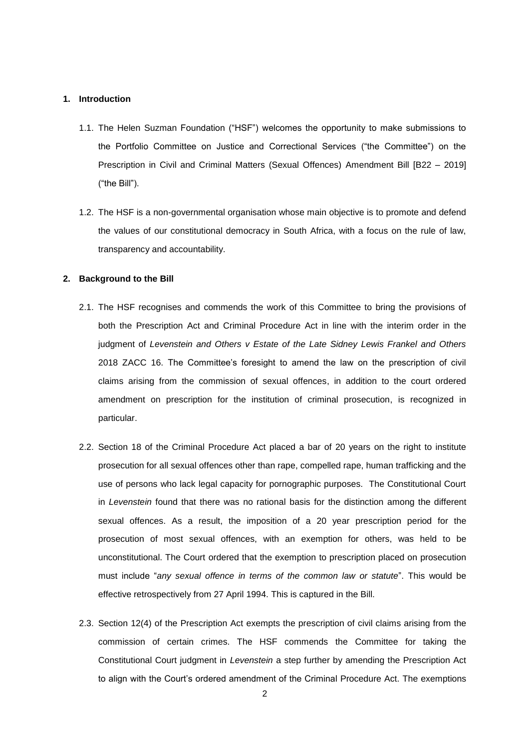## 1. Introduction

1.1. The Helen Suzman Foundation ("HSF") welcomes the opportunity to make submissions to the Portfolio Committee on Justice and Correctional Services ("the Committee") on the Prescription in Civil and Criminal Matters (Sexual Offences) Amendment Bill [B22 – 2019] ("the Bill").

1.2. The HSF is a non-governmental organisation whose main objective is to promote and defend the values of our constitutional democracy in South Africa, with a focus on the rule of law, transparency and accountability.

## 2. Background to the Bill

2.1. The HSF recognises and commends the work of this Committee to bring the provisions of both the Prescription Act and Criminal Procedure Act in line with the interim order in the judgment of *Levenstein and Others v Estate of the Late Sidney Lewis Frankel and Others* 2018 ZACC 16. The Committee's foresight to amend the law on the prescription of civil claims arising from the commission of sexual offences, in addition to the court ordered amendment on prescription for the institution of criminal prosecution, is recognized in particular.

2.2. Section 18 of the Criminal Procedure Act placed a bar of 20 years on the right to institute prosecution for all sexual offences other than rape, compelled rape, human trafficking and the use of persons who lack legal capacity for pornographic purposes. The Constitutional Court in *Levenstein* found that there was no rational basis for the distinction among the different sexual offences. As a result, the imposition of a 20 year prescription period for the prosecution of most sexual offences, with an exemption for others, was held to be unconstitutional. The Court ordered that the exemption to prescription placed on prosecution must include "*any sexual offence in terms of the common law or statute*". This would be effective retrospectively from 27 April 1994. This is captured in the Bill.

2.3. Section 12(4) of the Prescription Act exempts the prescription of civil claims arising from the commission of certain crimes. The HSF commends the Committee for taking the Constitutional Court judgment in *Levenstein* a step further by amending the Prescription Act to align with the Court's ordered amendment of the Criminal Procedure Act. The exemptions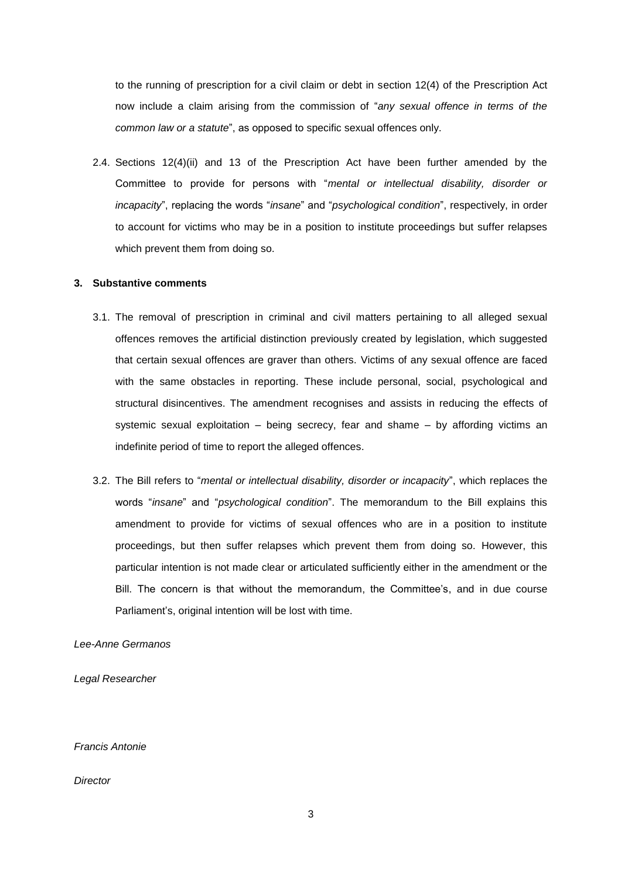to the running of prescription for a civil claim or debt in section 12(4) of the Prescription Act now include a claim arising from the commission of "*any sexual offence in terms of the common law or a statute*", as opposed to specific sexual offences only.

2.4. Sections 12(4)(ii) and 13 of the Prescription Act have been further amended by the Committee to provide for persons with "*mental or intellectual disability, disorder or incapacity*", replacing the words "*insane*" and "*psychological condition*", respectively, in order to account for victims who may be in a position to institute proceedings but suffer relapses which prevent them from doing so.

## 3. Substantive comments

3.1. The removal of prescription in criminal and civil matters pertaining to all alleged sexual offences removes the artificial distinction previously created by legislation, which suggested that certain sexual offences are graver than others. Victims of any sexual offence are faced with the same obstacles in reporting. These include personal, social, psychological and structural disincentives. The amendment recognises and assists in reducing the effects of systemic sexual exploitation – being secrecy, fear and shame – by affording victims an indefinite period of time to report the alleged offences.

3.2. The Bill refers to "*mental or intellectual disability, disorder or incapacity*", which replaces the words "*insane*" and "*psychological condition*". The memorandum to the Bill explains this amendment to provide for victims of sexual offences who are in a position to institute proceedings, but then suffer relapses which prevent them from doing so. However, this particular intention is not made clear or articulated sufficiently either in the amendment or the Bill. The concern is that without the memorandum, the Committee's, and in due course Parliament's, original intention will be lost with time.

*Lee-Anne Germanos*

*Legal Researcher*

*Francis Antonie*

*Director*